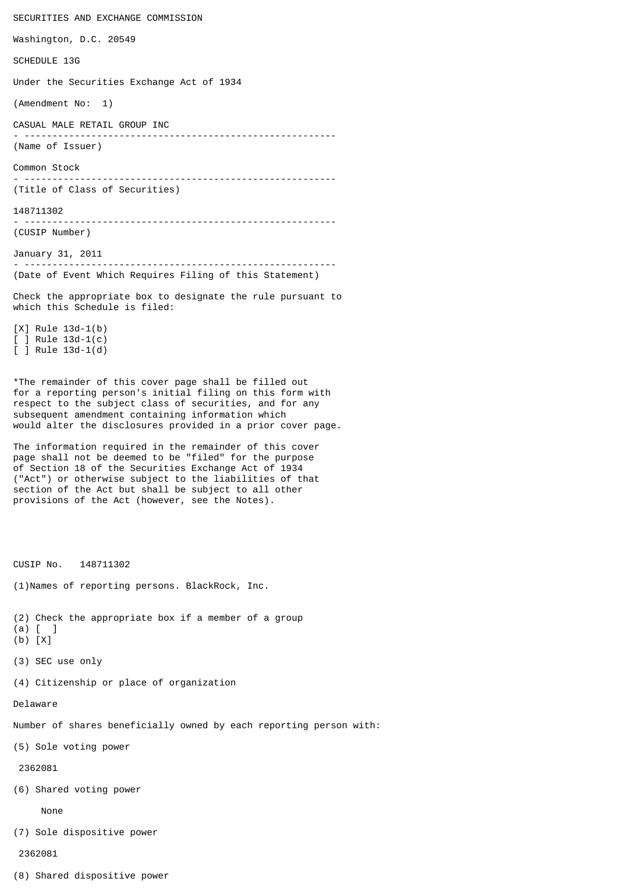SECURITIES AND EXCHANGE COMMISSION

Washington, D.C. 20549

SCHEDULE 13G

Under the Securities Exchange Act of 1934

(Amendment No: 1)

CASUAL MALE RETAIL GROUP INC

(Name of Issuer)

Common Stock

(Title of Class of Securities)

148711302

(CUSIP Number)

January 31, 2011

(Date of Event Which Requires Filing of this Statement)

Check the appropriate box to designate the rule pursuant to which this Schedule is filed:

[X] Rule 13d-1(b)
[ ] Rule 13d-1(c)
[ ] Rule 13d-1(d)

*The remainder of this cover page shall be filled out for a reporting person's initial filing on this form with respect to the subject class of securities, and for any subsequent amendment containing information which would alter the disclosures provided in a prior cover page.

The information required in the remainder of this cover page shall not be deemed to be "filed" for the purpose of Section 18 of the Securities Exchange Act of 1934 ("Act") or otherwise subject to the liabilities of that section of the Act but shall be subject to all other provisions of the Act (however, see the Notes).

CUSIP No. 148711302

(1)Names of reporting persons. BlackRock, Inc.

(2) Check the appropriate box if a member of a group
(a) [ ]
(b) [X]

(3) SEC use only

(4) Citizenship or place of organization

Delaware

Number of shares beneficially owned by each reporting person with:

(5) Sole voting power

2362081

(6) Shared voting power

None

(7) Sole dispositive power

2362081

(8) Shared dispositive power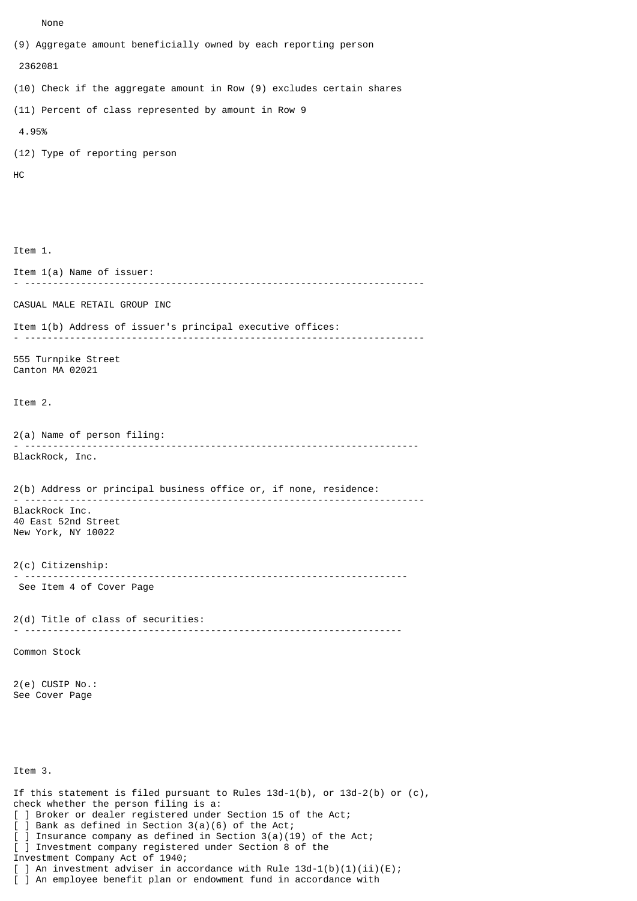None

(9) Aggregate amount beneficially owned by each reporting person

2362081

(10) Check if the aggregate amount in Row (9) excludes certain shares

(11) Percent of class represented by amount in Row 9

4.95%

(12) Type of reporting person

HC

Item 1.

Item 1(a) Name of issuer:

CASUAL MALE RETAIL GROUP INC

Item 1(b) Address of issuer's principal executive offices:

555 Turnpike Street
Canton MA 02021

Item 2.

2(a) Name of person filing:

BlackRock, Inc.

2(b) Address or principal business office or, if none, residence:

BlackRock Inc.
40 East 52nd Street
New York, NY 10022

2(c) Citizenship:

See Item 4 of Cover Page

2(d) Title of class of securities:

Common Stock

2(e) CUSIP No.:
See Cover Page

Item 3.

If this statement is filed pursuant to Rules 13d-1(b), or 13d-2(b) or (c), check whether the person filing is a:
[ ] Broker or dealer registered under Section 15 of the Act;
[ ] Bank as defined in Section 3(a)(6) of the Act;
[ ] Insurance company as defined in Section 3(a)(19) of the Act;
[ ] Investment company registered under Section 8 of the Investment Company Act of 1940;
[ ] An investment adviser in accordance with Rule 13d-1(b)(1)(ii)(E);
[ ] An employee benefit plan or endowment fund in accordance with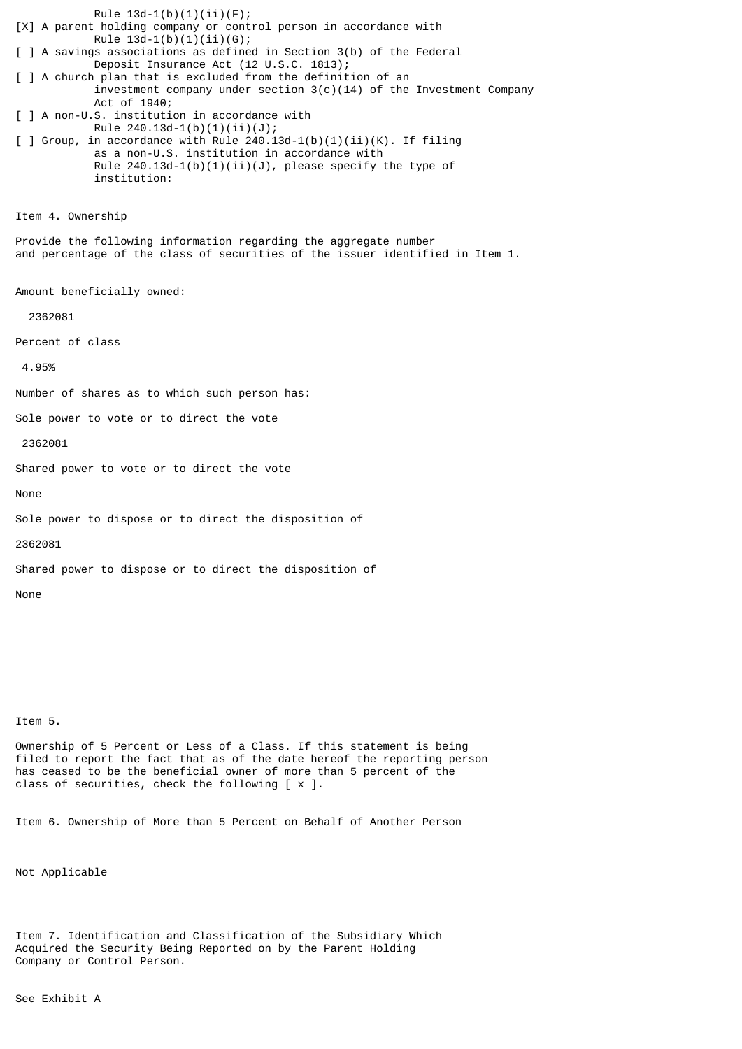Rule 13d-1(b)(1)(ii)(F);

[X] A parent holding company or control person in accordance with Rule 13d-1(b)(1)(ii)(G);

[ ] A savings associations as defined in Section 3(b) of the Federal Deposit Insurance Act (12 U.S.C. 1813);

[ ] A church plan that is excluded from the definition of an investment company under section 3(c)(14) of the Investment Company Act of 1940;

[ ] A non-U.S. institution in accordance with Rule 240.13d-1(b)(1)(ii)(J);

[ ] Group, in accordance with Rule 240.13d-1(b)(1)(ii)(K). If filing as a non-U.S. institution in accordance with Rule 240.13d-1(b)(1)(ii)(J), please specify the type of institution:

Item 4. Ownership

Provide the following information regarding the aggregate number and percentage of the class of securities of the issuer identified in Item 1.

Amount beneficially owned:

2362081

Percent of class

4.95%

Number of shares as to which such person has:

Sole power to vote or to direct the vote

2362081

Shared power to vote or to direct the vote

None

Sole power to dispose or to direct the disposition of

2362081

Shared power to dispose or to direct the disposition of

None

Item 5.

Ownership of 5 Percent or Less of a Class. If this statement is being filed to report the fact that as of the date hereof the reporting person has ceased to be the beneficial owner of more than 5 percent of the class of securities, check the following [ x ].

Item 6. Ownership of More than 5 Percent on Behalf of Another Person

Not Applicable

Item 7. Identification and Classification of the Subsidiary Which Acquired the Security Being Reported on by the Parent Holding Company or Control Person.

See Exhibit A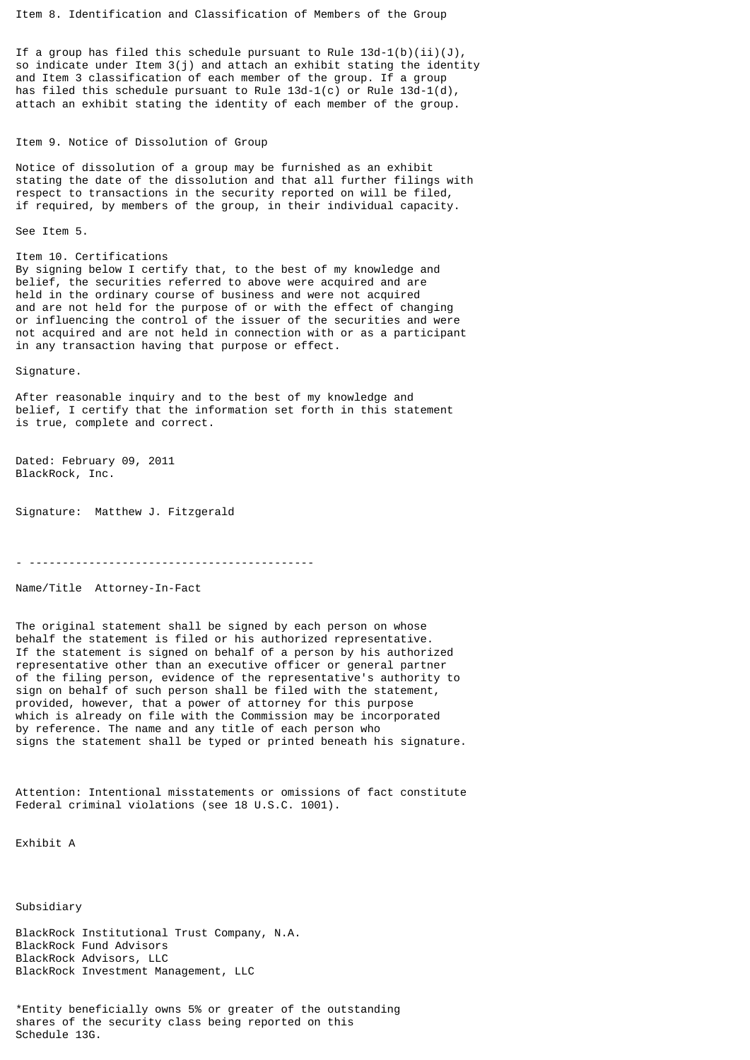Item 8. Identification and Classification of Members of the Group

If a group has filed this schedule pursuant to Rule 13d-1(b)(ii)(J), so indicate under Item 3(j) and attach an exhibit stating the identity and Item 3 classification of each member of the group. If a group has filed this schedule pursuant to Rule 13d-1(c) or Rule 13d-1(d), attach an exhibit stating the identity of each member of the group.

Item 9. Notice of Dissolution of Group

Notice of dissolution of a group may be furnished as an exhibit stating the date of the dissolution and that all further filings with respect to transactions in the security reported on will be filed, if required, by members of the group, in their individual capacity.

See Item 5.

Item 10. Certifications
By signing below I certify that, to the best of my knowledge and belief, the securities referred to above were acquired and are held in the ordinary course of business and were not acquired and are not held for the purpose of or with the effect of changing or influencing the control of the issuer of the securities and were not acquired and are not held in connection with or as a participant in any transaction having that purpose or effect.

Signature.

After reasonable inquiry and to the best of my knowledge and belief, I certify that the information set forth in this statement is true, complete and correct.

Dated: February 09, 2011
BlackRock, Inc.

Signature: Matthew J. Fitzgerald

- -------------------------------------------

Name/Title Attorney-In-Fact

The original statement shall be signed by each person on whose behalf the statement is filed or his authorized representative. If the statement is signed on behalf of a person by his authorized representative other than an executive officer or general partner of the filing person, evidence of the representative's authority to sign on behalf of such person shall be filed with the statement, provided, however, that a power of attorney for this purpose which is already on file with the Commission may be incorporated by reference. The name and any title of each person who signs the statement shall be typed or printed beneath his signature.

Attention: Intentional misstatements or omissions of fact constitute Federal criminal violations (see 18 U.S.C. 1001).

Exhibit A

Subsidiary

BlackRock Institutional Trust Company, N.A.
BlackRock Fund Advisors
BlackRock Advisors, LLC
BlackRock Investment Management, LLC

*Entity beneficially owns 5% or greater of the outstanding shares of the security class being reported on this Schedule 13G.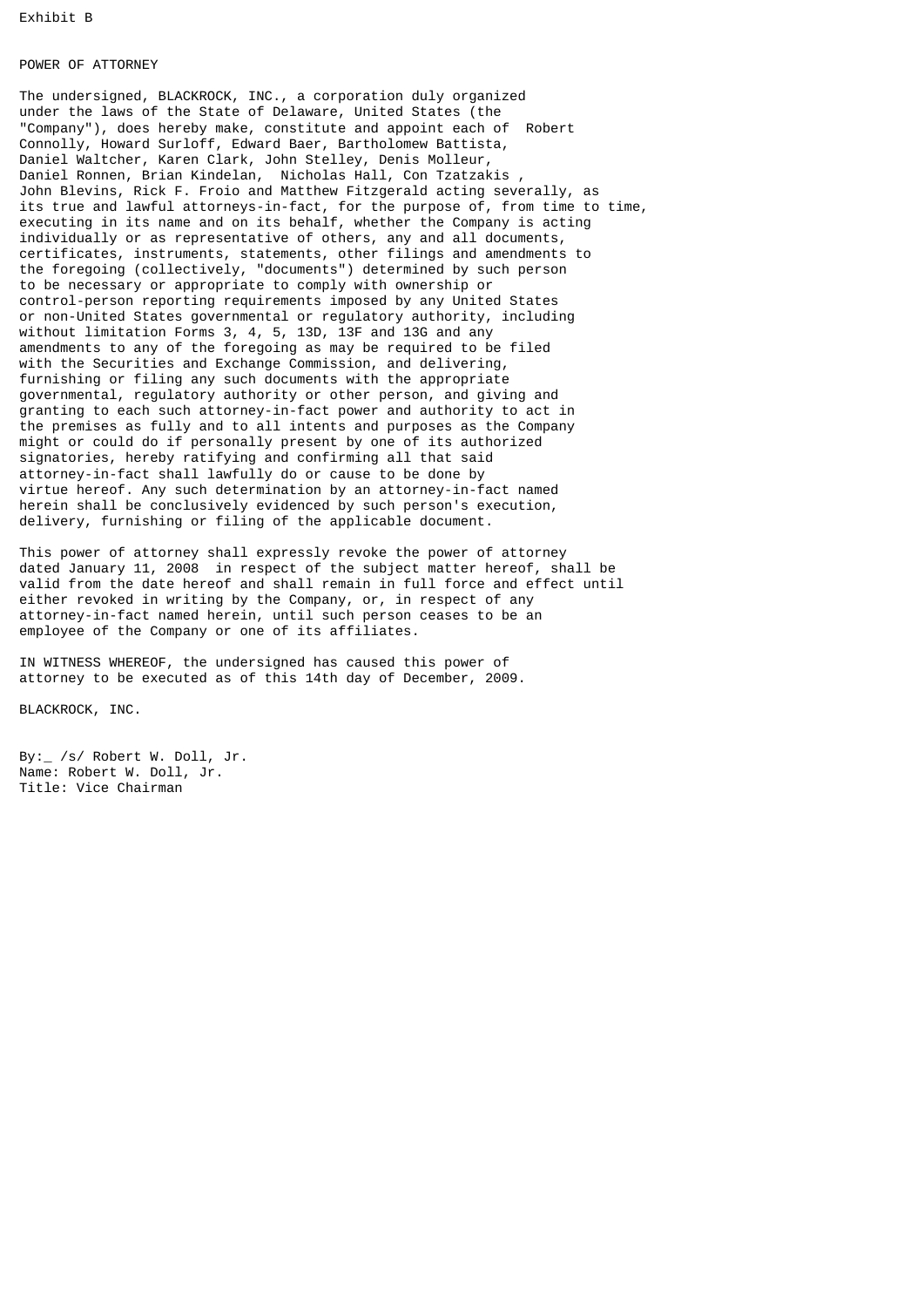Exhibit B

# POWER OF ATTORNEY

The undersigned, BLACKROCK, INC., a corporation duly organized under the laws of the State of Delaware, United States (the "Company"), does hereby make, constitute and appoint each of Robert Connolly, Howard Surloff, Edward Baer, Bartholomew Battista, Daniel Waltcher, Karen Clark, John Stelley, Denis Molleur, Daniel Ronnen, Brian Kindelan, Nicholas Hall, Con Tzatzakis , John Blevins, Rick F. Froio and Matthew Fitzgerald acting severally, as its true and lawful attorneys-in-fact, for the purpose of, from time to time, executing in its name and on its behalf, whether the Company is acting individually or as representative of others, any and all documents, certificates, instruments, statements, other filings and amendments to the foregoing (collectively, "documents") determined by such person to be necessary or appropriate to comply with ownership or control-person reporting requirements imposed by any United States or non-United States governmental or regulatory authority, including without limitation Forms 3, 4, 5, 13D, 13F and 13G and any amendments to any of the foregoing as may be required to be filed with the Securities and Exchange Commission, and delivering, furnishing or filing any such documents with the appropriate governmental, regulatory authority or other person, and giving and granting to each such attorney-in-fact power and authority to act in the premises as fully and to all intents and purposes as the Company might or could do if personally present by one of its authorized signatories, hereby ratifying and confirming all that said attorney-in-fact shall lawfully do or cause to be done by virtue hereof. Any such determination by an attorney-in-fact named herein shall be conclusively evidenced by such person's execution, delivery, furnishing or filing of the applicable document.

This power of attorney shall expressly revoke the power of attorney dated January 11, 2008 in respect of the subject matter hereof, shall be valid from the date hereof and shall remain in full force and effect until either revoked in writing by the Company, or, in respect of any attorney-in-fact named herein, until such person ceases to be an employee of the Company or one of its affiliates.

IN WITNESS WHEREOF, the undersigned has caused this power of attorney to be executed as of this 14th day of December, 2009.

BLACKROCK, INC.

By:_ /s/ Robert W. Doll, Jr.
Name: Robert W. Doll, Jr.
Title: Vice Chairman